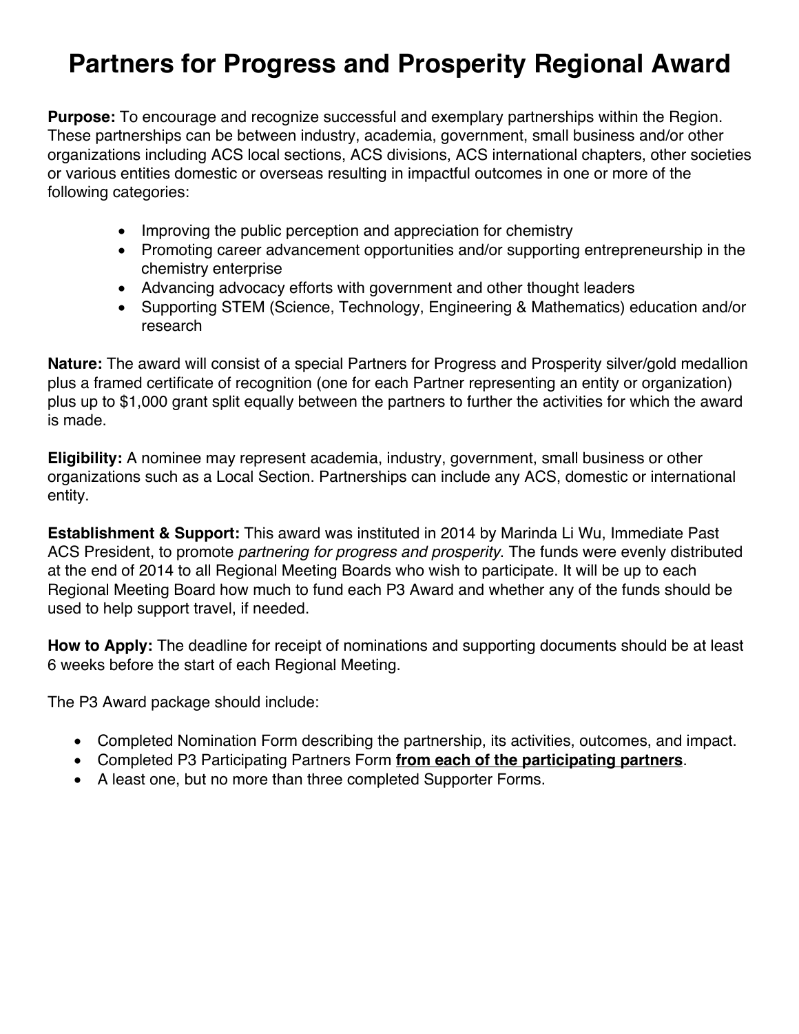# Partners for Progress and Prosperity Regional Award

**Purpose:** To encourage and recognize successful and exemplary partnerships within the Region. These partnerships can be between industry, academia, government, small business and/or other organizations including ACS local sections, ACS divisions, ACS international chapters, other societies or various entities domestic or overseas resulting in impactful outcomes in one or more of the following categories:

- Improving the public perception and appreciation for chemistry
- Promoting career advancement opportunities and/or supporting entrepreneurship in the chemistry enterprise
- Advancing advocacy efforts with government and other thought leaders
- Supporting STEM (Science, Technology, Engineering & Mathematics) education and/or research

**Nature:** The award will consist of a special Partners for Progress and Prosperity silver/gold medallion plus a framed certificate of recognition (one for each Partner representing an entity or organization) plus up to $1,000 grant split equally between the partners to further the activities for which the award is made.

**Eligibility:** A nominee may represent academia, industry, government, small business or other organizations such as a Local Section. Partnerships can include any ACS, domestic or international entity.

**Establishment & Support:** This award was instituted in 2014 by Marinda Li Wu, Immediate Past ACS President, to promote *partnering for progress and prosperity*. The funds were evenly distributed at the end of 2014 to all Regional Meeting Boards who wish to participate. It will be up to each Regional Meeting Board how much to fund each P3 Award and whether any of the funds should be used to help support travel, if needed.

**How to Apply:** The deadline for receipt of nominations and supporting documents should be at least 6 weeks before the start of each Regional Meeting.

The P3 Award package should include:

- Completed Nomination Form describing the partnership, its activities, outcomes, and impact.
- Completed P3 Participating Partners Form **<u>from each of the participating partners</u>**.
- A least one, but no more than three completed Supporter Forms.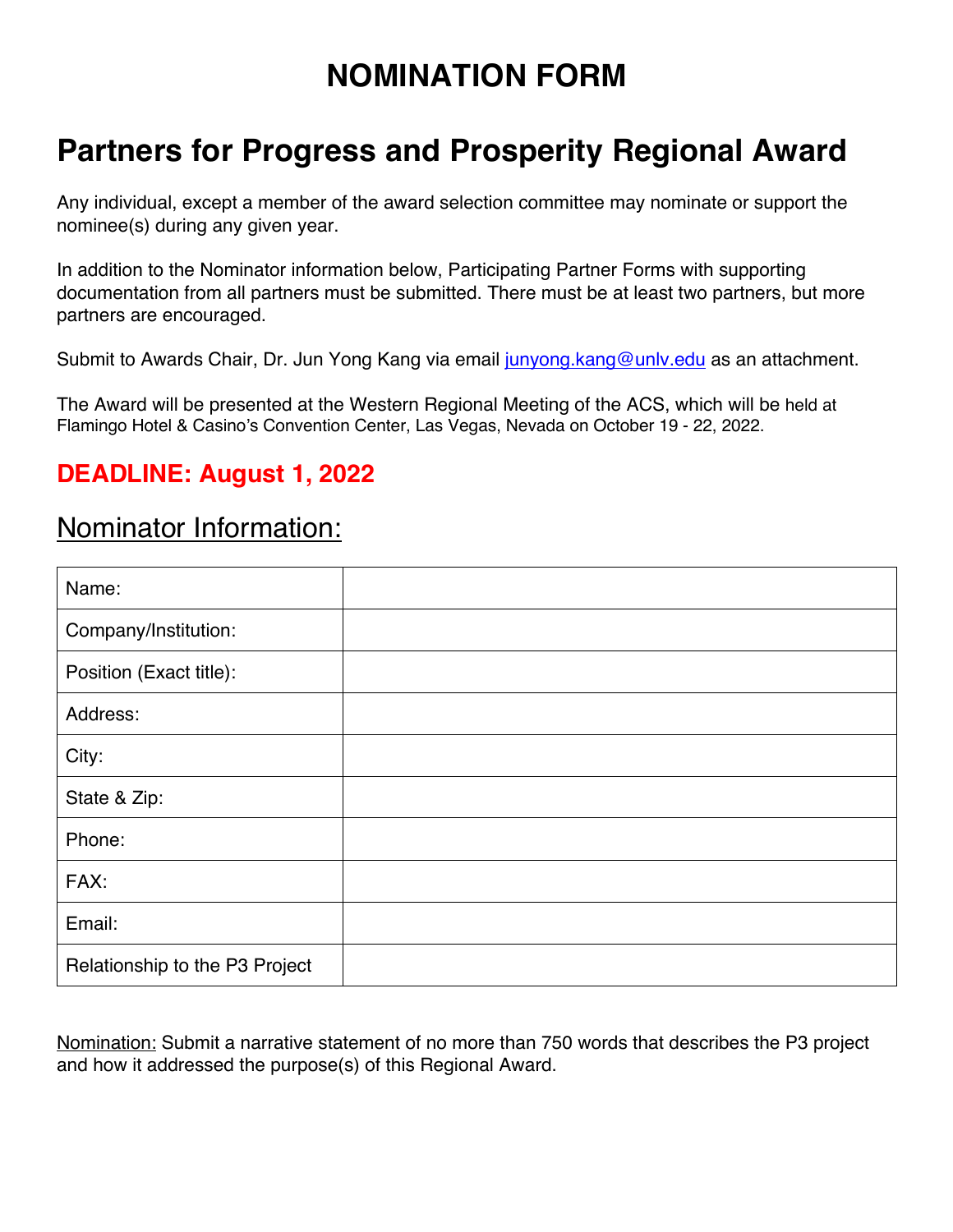# NOMINATION FORM

## Partners for Progress and Prosperity Regional Award

Any individual, except a member of the award selection committee may nominate or support the nominee(s) during any given year.

In addition to the Nominator information below, Participating Partner Forms with supporting documentation from all partners must be submitted. There must be at least two partners, but more partners are encouraged.

Submit to Awards Chair, Dr. Jun Yong Kang via email junyong.kang@unlv.edu as an attachment.

The Award will be presented at the Western Regional Meeting of the ACS, which will be held at Flamingo Hotel & Casino's Convention Center, Las Vegas, Nevada on October 19 - 22, 2022.

### DEADLINE: August 1, 2022

## Nominator Information:

| | |
|---|---|
| Name: | |
| Company/Institution: | |
| Position (Exact title): | |
| Address: | |
| City: | |
| State & Zip: | |
| Phone: | |
| FAX: | |
| Email: | |
| Relationship to the P3 Project | |

Nomination: Submit a narrative statement of no more than 750 words that describes the P3 project and how it addressed the purpose(s) of this Regional Award.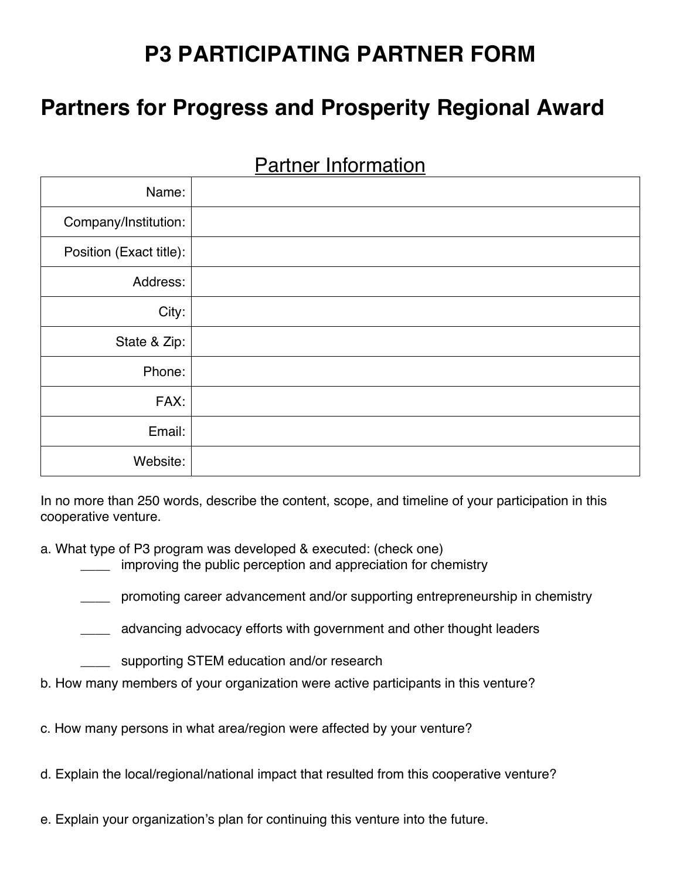# P3 PARTICIPATING PARTNER FORM

# Partners for Progress and Prosperity Regional Award

## <u>Partner Information</u>

| | |
|---:|---|
| Name: | |
| Company/Institution: | |
| Position (Exact title): | |
| Address: | |
| City: | |
| State & Zip: | |
| Phone: | |
| FAX: | |
| Email: | |
| Website: | |

In no more than 250 words, describe the content, scope, and timeline of your participation in this cooperative venture.

a. What type of P3 program was developed & executed: (check one)

____ improving the public perception and appreciation for chemistry

____ promoting career advancement and/or supporting entrepreneurship in chemistry

____ advancing advocacy efforts with government and other thought leaders

____ supporting STEM education and/or research

b. How many members of your organization were active participants in this venture?

c. How many persons in what area/region were affected by your venture?

d. Explain the local/regional/national impact that resulted from this cooperative venture?

e. Explain your organization's plan for continuing this venture into the future.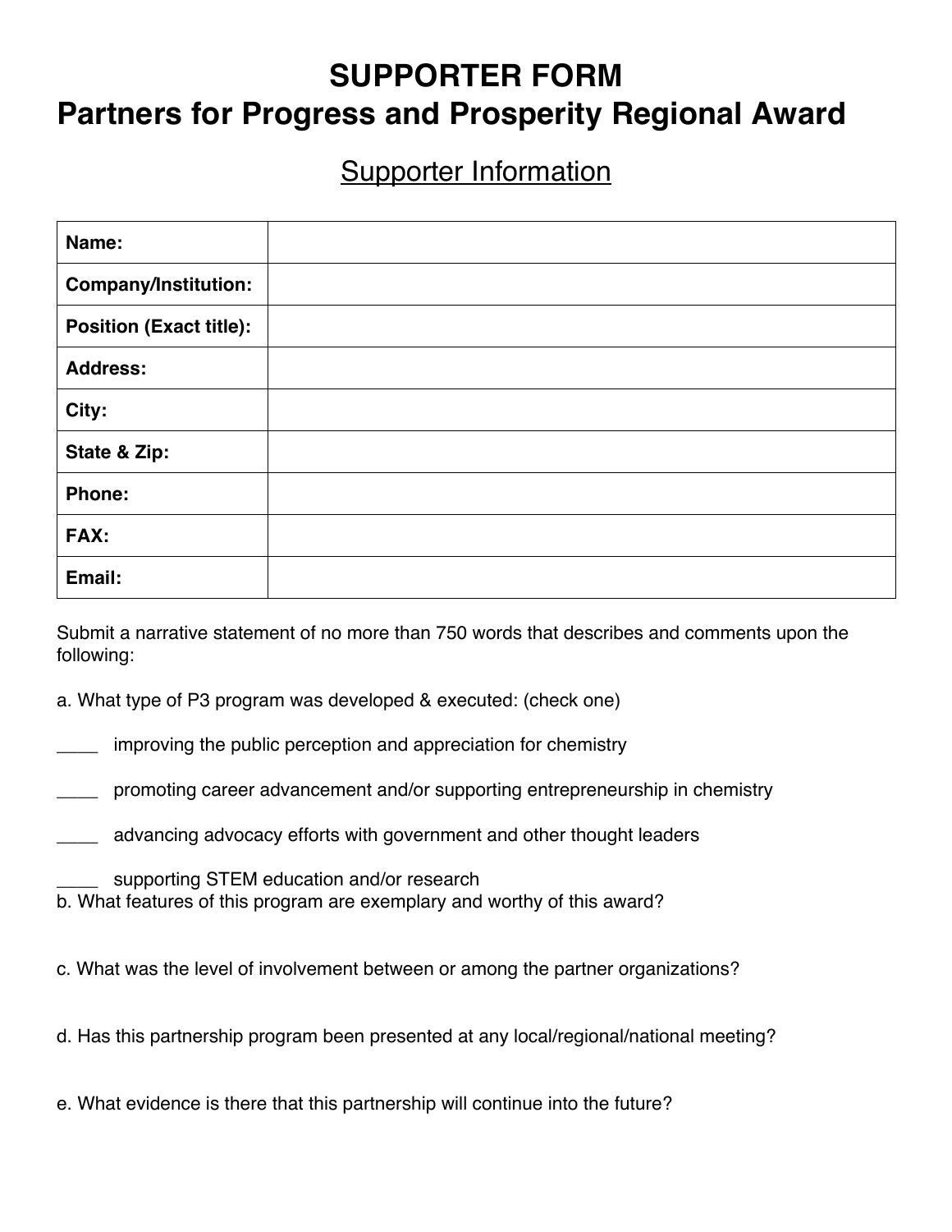# SUPPORTER FORM
# Partners for Progress and Prosperity Regional Award

## Supporter Information

| | |
|---|---|
| **Name:** | |
| **Company/Institution:** | |
| **Position (Exact title):** | |
| **Address:** | |
| **City:** | |
| **State & Zip:** | |
| **Phone:** | |
| **FAX:** | |
| **Email:** | |

Submit a narrative statement of no more than 750 words that describes and comments upon the following:

a. What type of P3 program was developed & executed: (check one)

____ improving the public perception and appreciation for chemistry

____ promoting career advancement and/or supporting entrepreneurship in chemistry

____ advancing advocacy efforts with government and other thought leaders

____ supporting STEM education and/or research

b. What features of this program are exemplary and worthy of this award?

c. What was the level of involvement between or among the partner organizations?

d. Has this partnership program been presented at any local/regional/national meeting?

e. What evidence is there that this partnership will continue into the future?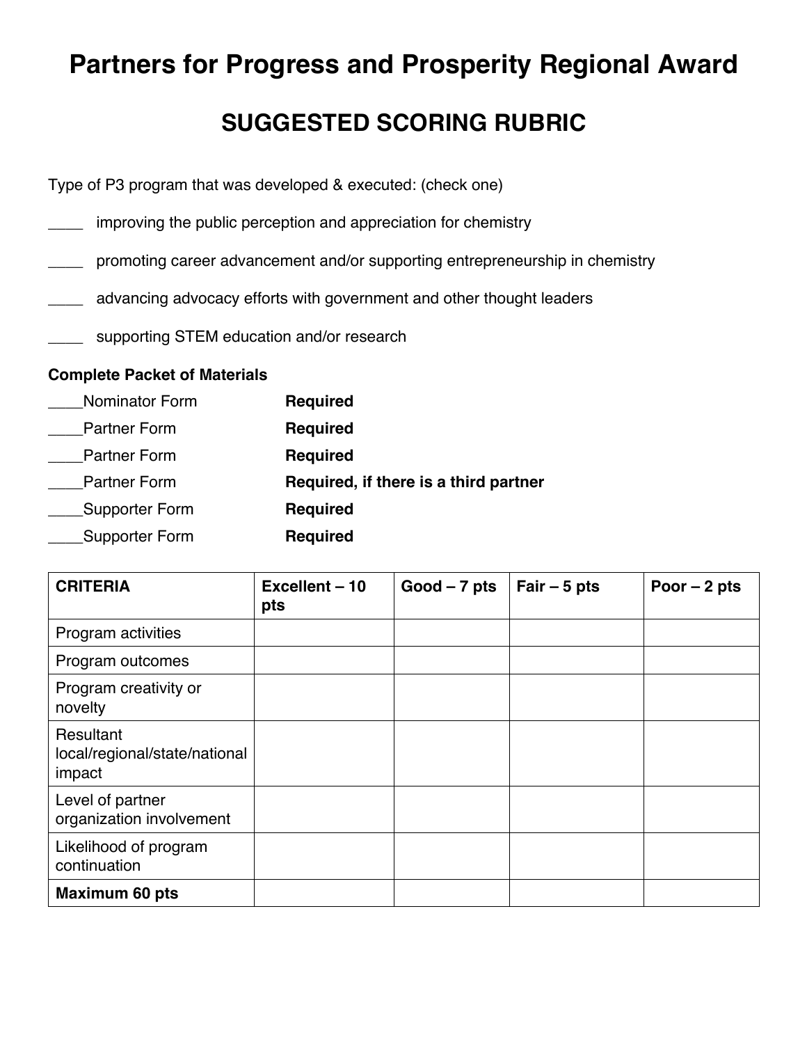# Partners for Progress and Prosperity Regional Award

## SUGGESTED SCORING RUBRIC

Type of P3 program that was developed & executed: (check one)

____ improving the public perception and appreciation for chemistry

____ promoting career advancement and/or supporting entrepreneurship in chemistry

____ advancing advocacy efforts with government and other thought leaders

____ supporting STEM education and/or research

**Complete Packet of Materials**

| | |
|---|---|
| ____Nominator Form | **Required** |
| ____Partner Form | **Required** |
| ____Partner Form | **Required** |
| ____Partner Form | **Required, if there is a third partner** |
| ____Supporter Form | **Required** |
| ____Supporter Form | **Required** |

| **CRITERIA** | **Excellent – 10 pts** | **Good – 7 pts** | **Fair – 5 pts** | **Poor – 2 pts** |
|---|---|---|---|---|
| Program activities | | | | |
| Program outcomes | | | | |
| Program creativity or novelty | | | | |
| Resultant local/regional/state/national impact | | | | |
| Level of partner organization involvement | | | | |
| Likelihood of program continuation | | | | |
| **Maximum 60 pts** | | | | |